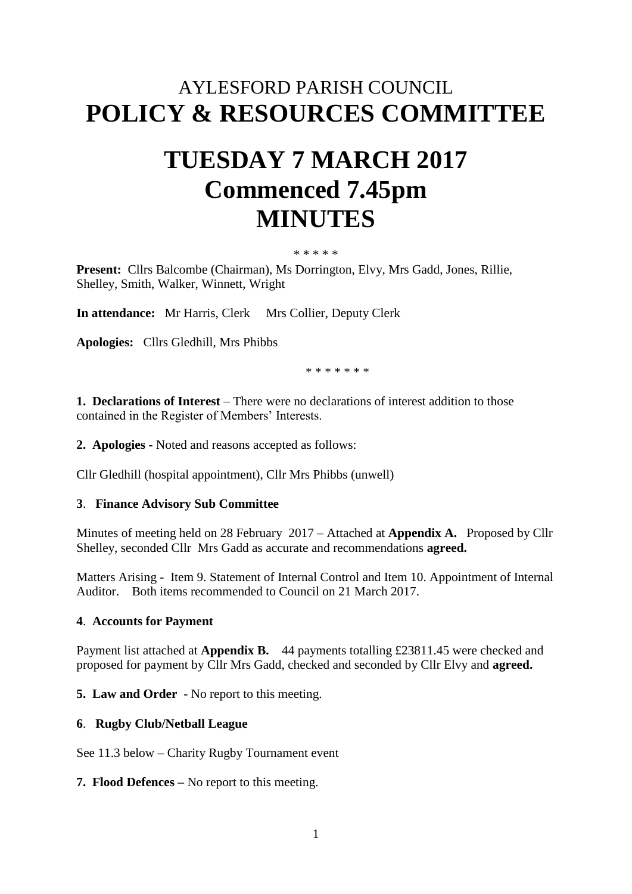# AYLESFORD PARISH COUNCIL

# POLICY & RESOURCES COMMITTEE

# TUESDAY 7 MARCH 2017
# Commenced 7.45pm
# MINUTES

\* \* \* \* \*

**Present:** Cllrs Balcombe (Chairman), Ms Dorrington, Elvy, Mrs Gadd, Jones, Rillie, Shelley, Smith, Walker, Winnett, Wright

**In attendance:** Mr Harris, Clerk   Mrs Collier, Deputy Clerk

**Apologies:** Cllrs Gledhill, Mrs Phibbs

\* \* \* \* \* \* \*

**1. Declarations of Interest** – There were no declarations of interest addition to those contained in the Register of Members' Interests.

**2. Apologies -** Noted and reasons accepted as follows:

Cllr Gledhill (hospital appointment), Cllr Mrs Phibbs (unwell)

**3. Finance Advisory Sub Committee**

Minutes of meeting held on 28 February 2017 – Attached at **Appendix A.** Proposed by Cllr Shelley, seconded Cllr Mrs Gadd as accurate and recommendations **agreed.**

Matters Arising - Item 9. Statement of Internal Control and Item 10. Appointment of Internal Auditor. Both items recommended to Council on 21 March 2017.

**4. Accounts for Payment**

Payment list attached at **Appendix B.** 44 payments totalling £23811.45 were checked and proposed for payment by Cllr Mrs Gadd, checked and seconded by Cllr Elvy and **agreed.**

**5. Law and Order** - No report to this meeting.

**6. Rugby Club/Netball League**

See 11.3 below – Charity Rugby Tournament event

**7. Flood Defences –** No report to this meeting.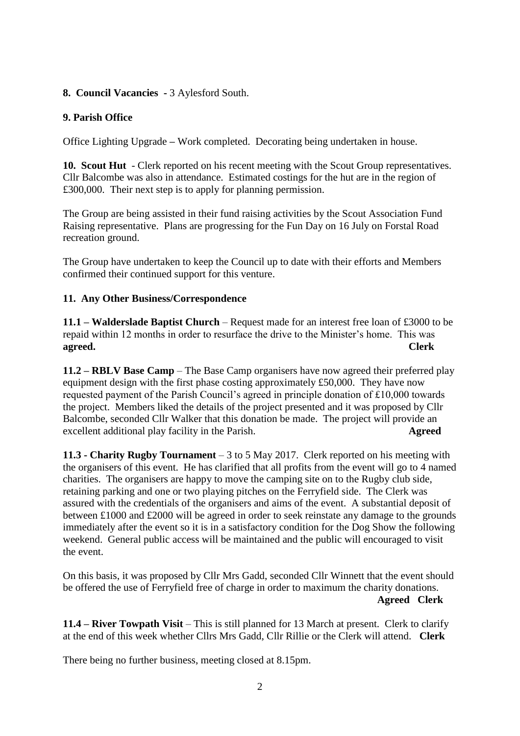**8. Council Vacancies -** 3 Aylesford South.

**9. Parish Office**

Office Lighting Upgrade – Work completed. Decorating being undertaken in house.

**10. Scout Hut** - Clerk reported on his recent meeting with the Scout Group representatives. Cllr Balcombe was also in attendance. Estimated costings for the hut are in the region of £300,000. Their next step is to apply for planning permission.

The Group are being assisted in their fund raising activities by the Scout Association Fund Raising representative. Plans are progressing for the Fun Day on 16 July on Forstal Road recreation ground.

The Group have undertaken to keep the Council up to date with their efforts and Members confirmed their continued support for this venture.

**11. Any Other Business/Correspondence**

**11.1 – Walderslade Baptist Church** – Request made for an interest free loan of £3000 to be repaid within 12 months in order to resurface the drive to the Minister's home. This was **agreed.** **Clerk**

**11.2 – RBLV Base Camp** – The Base Camp organisers have now agreed their preferred play equipment design with the first phase costing approximately £50,000. They have now requested payment of the Parish Council's agreed in principle donation of £10,000 towards the project. Members liked the details of the project presented and it was proposed by Cllr Balcombe, seconded Cllr Walker that this donation be made. The project will provide an excellent additional play facility in the Parish. **Agreed**

**11.3 - Charity Rugby Tournament** – 3 to 5 May 2017. Clerk reported on his meeting with the organisers of this event. He has clarified that all profits from the event will go to 4 named charities. The organisers are happy to move the camping site on to the Rugby club side, retaining parking and one or two playing pitches on the Ferryfield side. The Clerk was assured with the credentials of the organisers and aims of the event. A substantial deposit of between £1000 and £2000 will be agreed in order to seek reinstate any damage to the grounds immediately after the event so it is in a satisfactory condition for the Dog Show the following weekend. General public access will be maintained and the public will encouraged to visit the event.

On this basis, it was proposed by Cllr Mrs Gadd, seconded Cllr Winnett that the event should be offered the use of Ferryfield free of charge in order to maximum the charity donations. **Agreed Clerk**

**11.4 – River Towpath Visit** – This is still planned for 13 March at present. Clerk to clarify at the end of this week whether Cllrs Mrs Gadd, Cllr Rillie or the Clerk will attend. **Clerk**

There being no further business, meeting closed at 8.15pm.